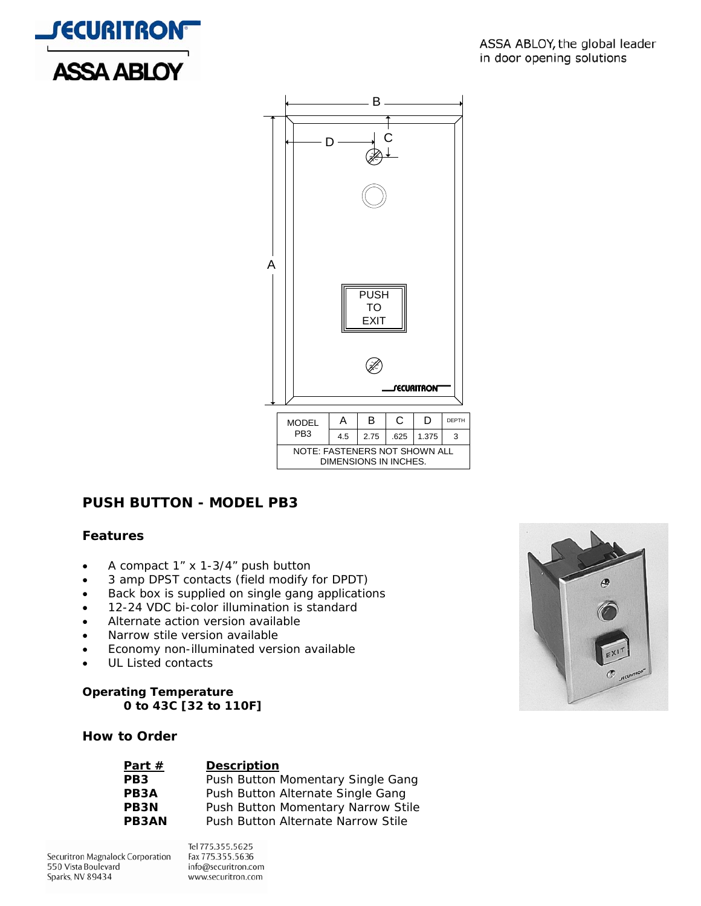ASSA ABLOY, the global leader in door opening solutions

| MODEL | A | B | C | D | DEPTH |
|---|---|---|---|---|---|
| PB3 | 4.5 | 2.75 | .625 | 1.375 | 3 |
| NOTE: FASTENERS NOT SHOWN ALL DIMENSIONS IN INCHES. | | | | | |

## PUSH BUTTON - MODEL PB3

### Features

- A compact 1" x 1-3/4" push button
- 3 amp DPST contacts (field modify for DPDT)
- Back box is supplied on single gang applications
- 12-24 VDC bi-color illumination is standard
- Alternate action version available
- Narrow stile version available
- Economy non-illuminated version available
- UL Listed contacts

### Operating Temperature

**0 to 43C [32 to 110F]**

### How to Order

| Part # | Description |
|---|---|
| **PB3** | Push Button Momentary Single Gang |
| **PB3A** | Push Button Alternate Single Gang |
| **PB3N** | Push Button Momentary Narrow Stile |
| **PB3AN** | Push Button Alternate Narrow Stile |

Securitron Magnalock Corporation
550 Vista Boulevard
Sparks, NV 89434

Tel 775.355.5625
Fax 775.355.5636
info@securitron.com
www.securitron.com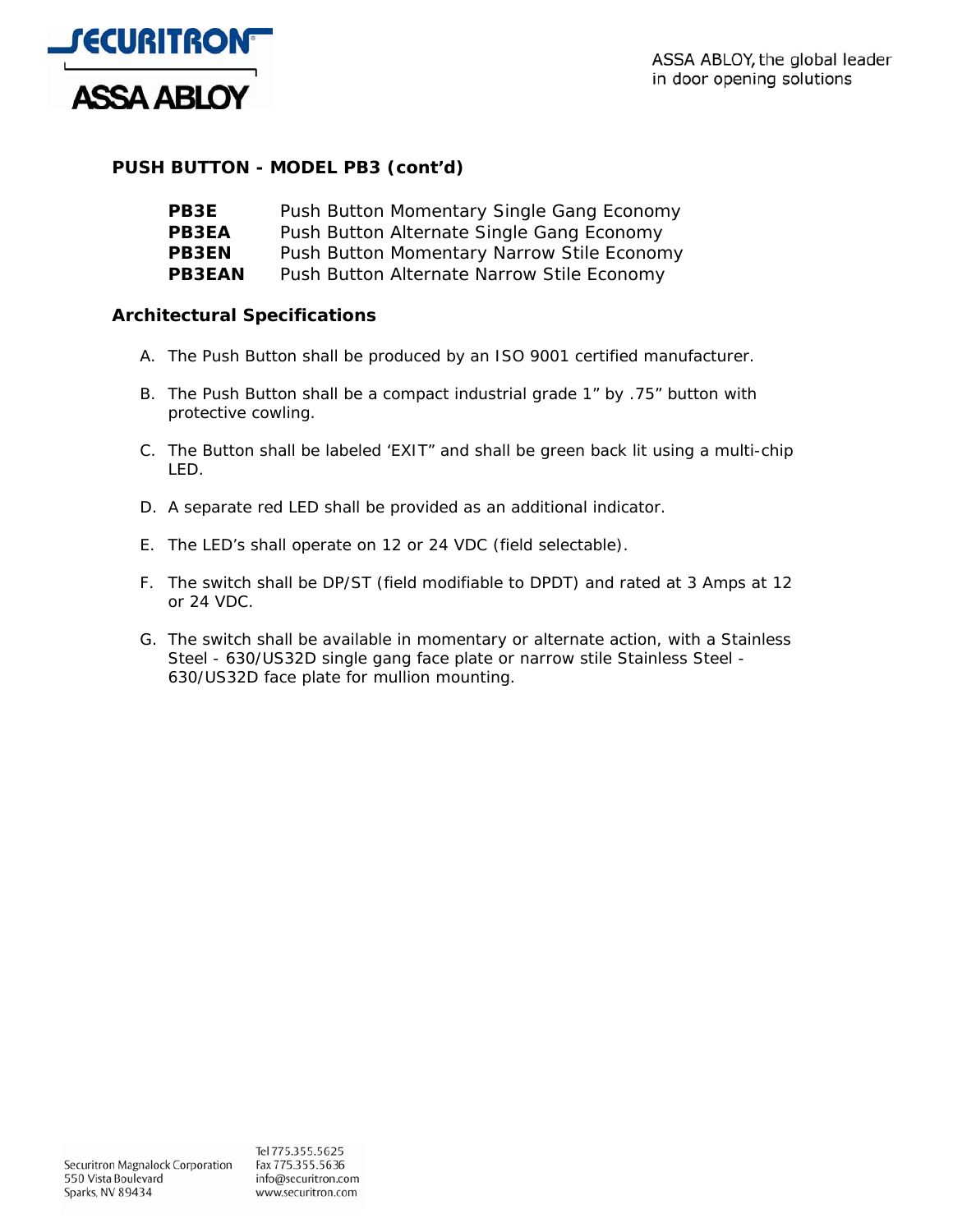## PUSH BUTTON - MODEL PB3 (cont'd)

| | |
|---|---|
| **PB3E** | Push Button Momentary Single Gang Economy |
| **PB3EA** | Push Button Alternate Single Gang Economy |
| **PB3EN** | Push Button Momentary Narrow Stile Economy |
| **PB3EAN** | Push Button Alternate Narrow Stile Economy |

### Architectural Specifications

A. The Push Button shall be produced by an ISO 9001 certified manufacturer.

B. The Push Button shall be a compact industrial grade 1" by .75" button with protective cowling.

C. The Button shall be labeled 'EXIT" and shall be green back lit using a multi-chip LED.

D. A separate red LED shall be provided as an additional indicator.

E. The LED's shall operate on 12 or 24 VDC (field selectable).

F. The switch shall be DP/ST (field modifiable to DPDT) and rated at 3 Amps at 12 or 24 VDC.

G. The switch shall be available in momentary or alternate action, with a Stainless Steel - 630/US32D single gang face plate or narrow stile Stainless Steel - 630/US32D face plate for mullion mounting.